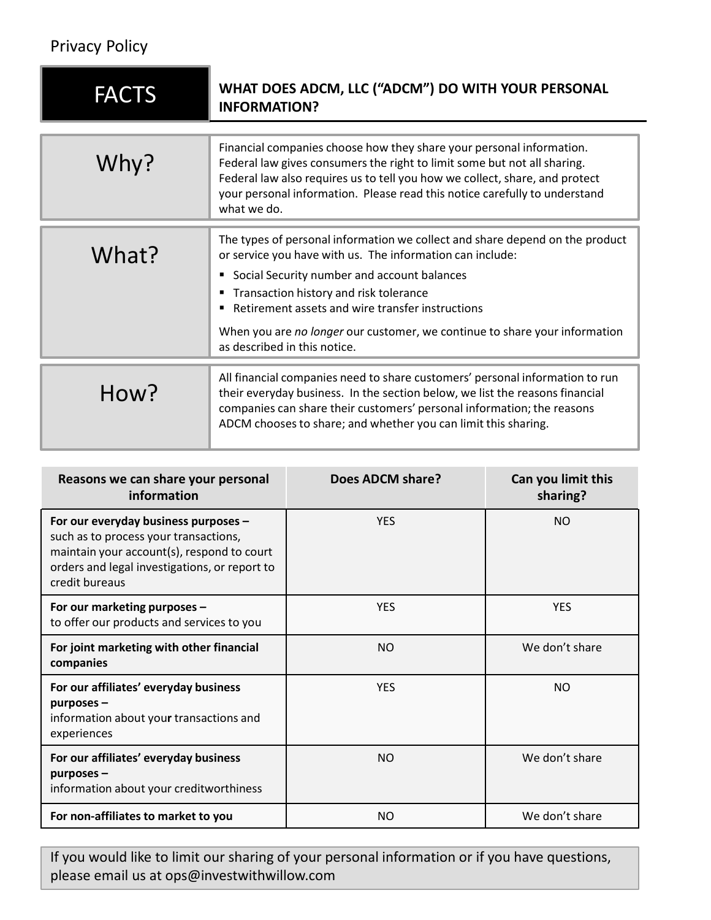Privacy Policy

| FACTS | WHAT DOES ADCM, LLC ("ADCM") DO WITH YOUR PERSONAL INFORMATION? |
| --- | --- |

| | |
| --- | --- |
| **Why?** | Financial companies choose how they share your personal information. Federal law gives consumers the right to limit some but not all sharing. Federal law also requires us to tell you how we collect, share, and protect your personal information. Please read this notice carefully to understand what we do. |
| **What?** | The types of personal information we collect and share depend on the product or service you have with us. The information can include:<br>▪ Social Security number and account balances<br>▪ Transaction history and risk tolerance<br>▪ Retirement assets and wire transfer instructions<br><br>When you are *no longer* our customer, we continue to share your information as described in this notice. |
| **How?** | All financial companies need to share customers' personal information to run their everyday business. In the section below, we list the reasons financial companies can share their customers' personal information; the reasons ADCM chooses to share; and whether you can limit this sharing. |

| Reasons we can share your personal information | Does ADCM share? | Can you limit this sharing? |
| --- | --- | --- |
| **For our everyday business purposes –** such as to process your transactions, maintain your account(s), respond to court orders and legal investigations, or report to credit bureaus | YES | NO |
| **For our marketing purposes –** to offer our products and services to you | YES | YES |
| **For joint marketing with other financial companies** | NO | We don't share |
| **For our affiliates' everyday business purposes –** information about your transactions and experiences | YES | NO |
| **For our affiliates' everyday business purposes –** information about your creditworthiness | NO | We don't share |
| **For non-affiliates to market to you** | NO | We don't share |

If you would like to limit our sharing of your personal information or if you have questions, please email us at ops@investwithwillow.com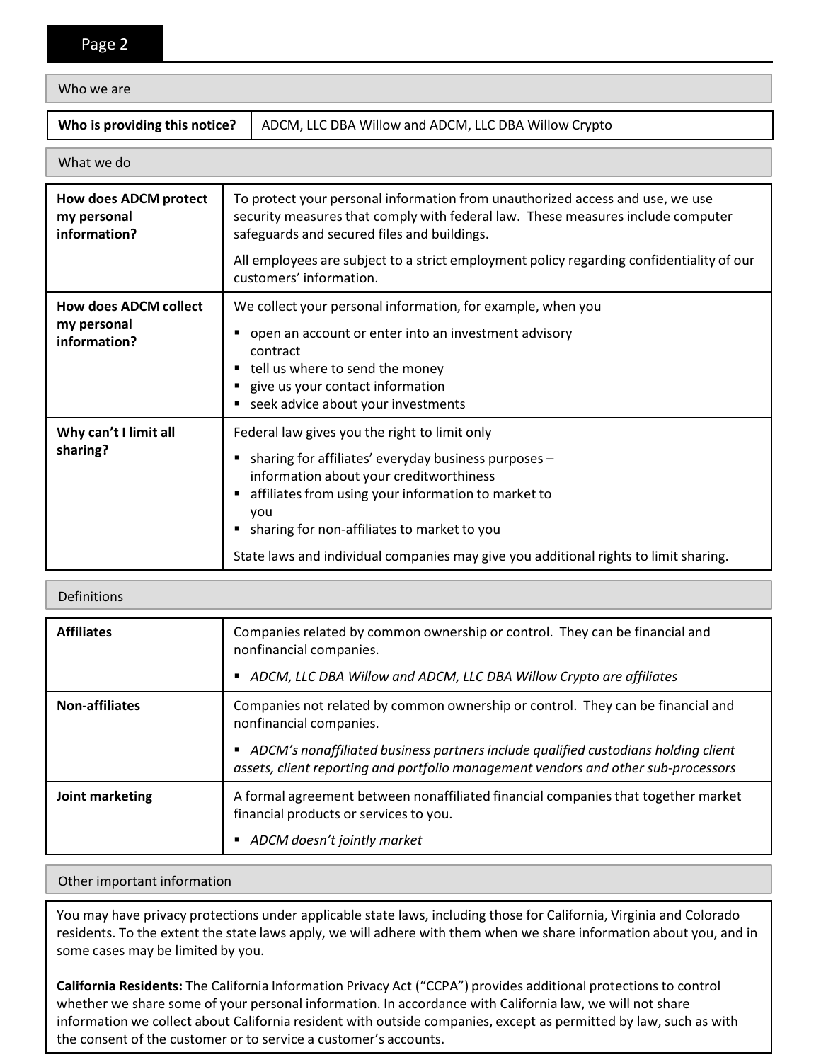## Who we are

| | |
|---|---|
| **Who is providing this notice?** | ADCM, LLC DBA Willow and ADCM, LLC DBA Willow Crypto |

## What we do

| | |
|---|---|
| **How does ADCM protect my personal information?** | To protect your personal information from unauthorized access and use, we use security measures that comply with federal law. These measures include computer safeguards and secured files and buildings.<br><br>All employees are subject to a strict employment policy regarding confidentiality of our customers' information. |
| **How does ADCM collect my personal information?** | We collect your personal information, for example, when you<br>▪ open an account or enter into an investment advisory contract<br>▪ tell us where to send the money<br>▪ give us your contact information<br>▪ seek advice about your investments |
| **Why can't I limit all sharing?** | Federal law gives you the right to limit only<br>▪ sharing for affiliates' everyday business purposes – information about your creditworthiness<br>▪ affiliates from using your information to market to you<br>▪ sharing for non-affiliates to market to you<br><br>State laws and individual companies may give you additional rights to limit sharing. |

## Definitions

| | |
|---|---|
| **Affiliates** | Companies related by common ownership or control. They can be financial and nonfinancial companies.<br>▪ *ADCM, LLC DBA Willow and ADCM, LLC DBA Willow Crypto are affiliates* |
| **Non-affiliates** | Companies not related by common ownership or control. They can be financial and nonfinancial companies.<br>▪ *ADCM's nonaffiliated business partners include qualified custodians holding client assets, client reporting and portfolio management vendors and other sub-processors* |
| **Joint marketing** | A formal agreement between nonaffiliated financial companies that together market financial products or services to you.<br>▪ *ADCM doesn't jointly market* |

## Other important information

You may have privacy protections under applicable state laws, including those for California, Virginia and Colorado residents. To the extent the state laws apply, we will adhere with them when we share information about you, and in some cases may be limited by you.

**California Residents:** The California Information Privacy Act ("CCPA") provides additional protections to control whether we share some of your personal information. In accordance with California law, we will not share information we collect about California resident with outside companies, except as permitted by law, such as with the consent of the customer or to service a customer's accounts.